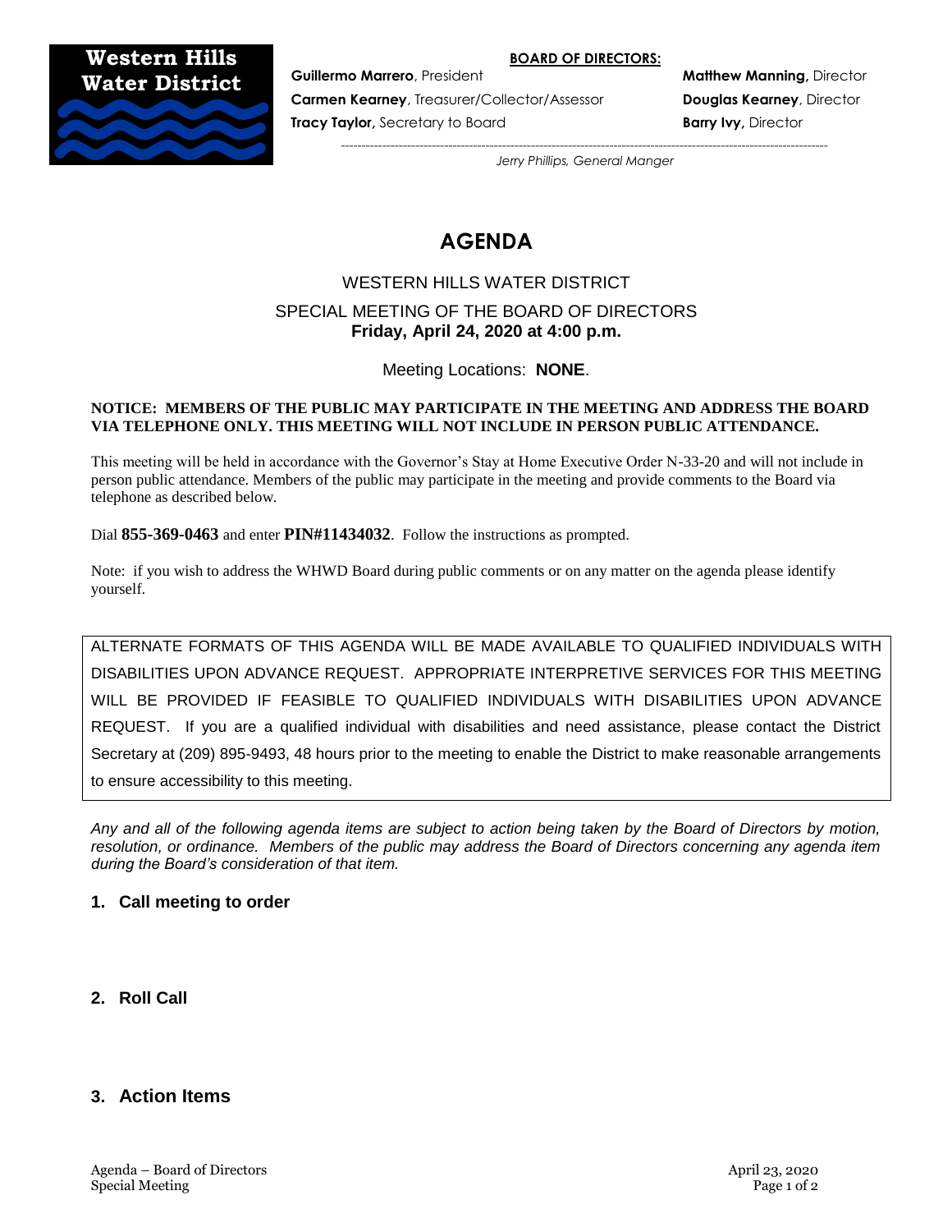**Western Hills Water District**

**BOARD OF DIRECTORS:**

**Guillermo Marrero**, President
**Carmen Kearney**, Treasurer/Collector/Assessor
**Tracy Taylor,** Secretary to Board

**Matthew Manning,** Director
**Douglas Kearney**, Director
**Barry Ivy,** Director

*Jerry Phillips, General Manger*

# AGENDA

WESTERN HILLS WATER DISTRICT

SPECIAL MEETING OF THE BOARD OF DIRECTORS
**Friday, April 24, 2020 at 4:00 p.m.**

Meeting Locations: **NONE**.

**NOTICE: MEMBERS OF THE PUBLIC MAY PARTICIPATE IN THE MEETING AND ADDRESS THE BOARD VIA TELEPHONE ONLY. THIS MEETING WILL NOT INCLUDE IN PERSON PUBLIC ATTENDANCE.**

This meeting will be held in accordance with the Governor's Stay at Home Executive Order N-33-20 and will not include in person public attendance. Members of the public may participate in the meeting and provide comments to the Board via telephone as described below.

Dial **855-369-0463** and enter **PIN#11434032**. Follow the instructions as prompted.

Note: if you wish to address the WHWD Board during public comments or on any matter on the agenda please identify yourself.

ALTERNATE FORMATS OF THIS AGENDA WILL BE MADE AVAILABLE TO QUALIFIED INDIVIDUALS WITH DISABILITIES UPON ADVANCE REQUEST. APPROPRIATE INTERPRETIVE SERVICES FOR THIS MEETING WILL BE PROVIDED IF FEASIBLE TO QUALIFIED INDIVIDUALS WITH DISABILITIES UPON ADVANCE REQUEST. If you are a qualified individual with disabilities and need assistance, please contact the District Secretary at (209) 895-9493, 48 hours prior to the meeting to enable the District to make reasonable arrangements to ensure accessibility to this meeting.

*Any and all of the following agenda items are subject to action being taken by the Board of Directors by motion, resolution, or ordinance. Members of the public may address the Board of Directors concerning any agenda item during the Board's consideration of that item.*

### 1. Call meeting to order

### 2. Roll Call

### 3. Action Items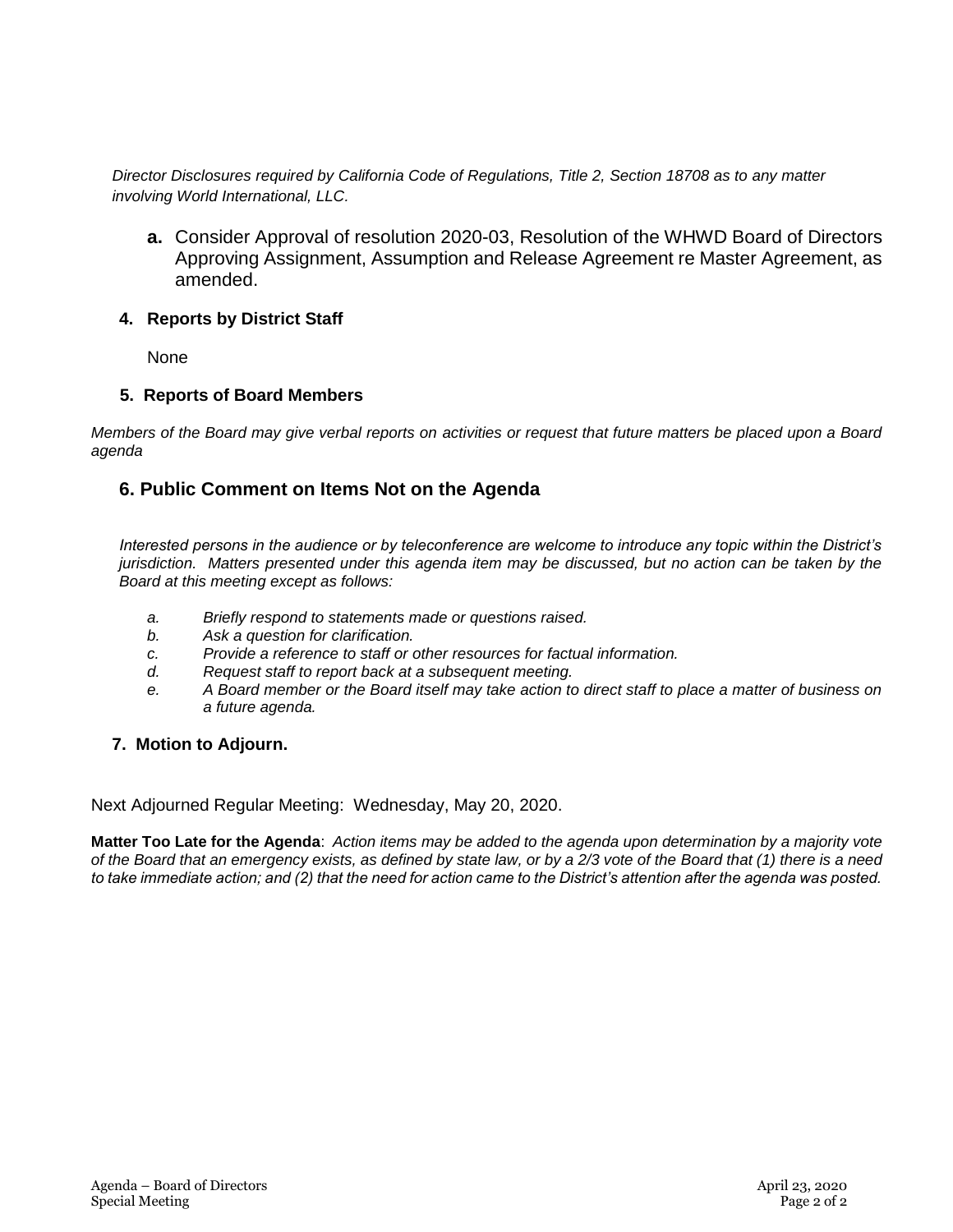*Director Disclosures required by California Code of Regulations, Title 2, Section 18708 as to any matter involving World International, LLC.*

**a.** Consider Approval of resolution 2020-03, Resolution of the WHWD Board of Directors Approving Assignment, Assumption and Release Agreement re Master Agreement, as amended.

**4. Reports by District Staff**

None

**5. Reports of Board Members**

*Members of the Board may give verbal reports on activities or request that future matters be placed upon a Board agenda*

## 6. Public Comment on Items Not on the Agenda

*Interested persons in the audience or by teleconference are welcome to introduce any topic within the District's jurisdiction. Matters presented under this agenda item may be discussed, but no action can be taken by the Board at this meeting except as follows:*

- *a. Briefly respond to statements made or questions raised.*
- *b. Ask a question for clarification.*
- *c. Provide a reference to staff or other resources for factual information.*
- *d. Request staff to report back at a subsequent meeting.*
- *e. A Board member or the Board itself may take action to direct staff to place a matter of business on a future agenda.*

**7. Motion to Adjourn.**

Next Adjourned Regular Meeting: Wednesday, May 20, 2020.

**Matter Too Late for the Agenda**: *Action items may be added to the agenda upon determination by a majority vote of the Board that an emergency exists, as defined by state law, or by a 2/3 vote of the Board that (1) there is a need to take immediate action; and (2) that the need for action came to the District's attention after the agenda was posted.*